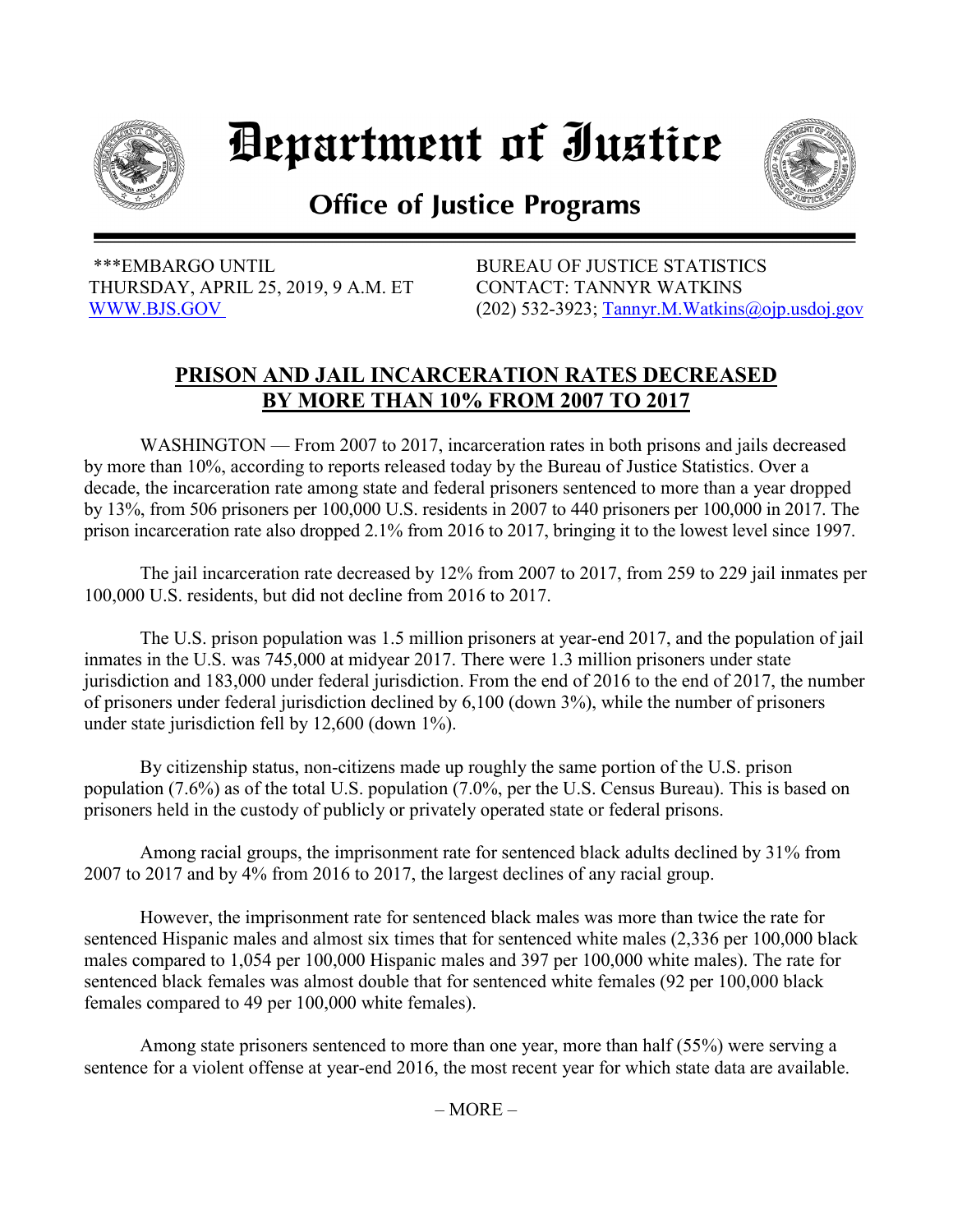# Department of Justice

## Office of Justice Programs

***EMBARGO UNTIL
THURSDAY, APRIL 25, 2019, 9 A.M. ET
[WWW.BJS.GOV](http://WWW.BJS.GOV)

BUREAU OF JUSTICE STATISTICS
CONTACT: TANNYR WATKINS
(202) 532-3923; [Tannyr.M.Watkins@ojp.usdoj.gov](mailto:Tannyr.M.Watkins@ojp.usdoj.gov)

## PRISON AND JAIL INCARCERATION RATES DECREASED BY MORE THAN 10% FROM 2007 TO 2017

WASHINGTON — From 2007 to 2017, incarceration rates in both prisons and jails decreased by more than 10%, according to reports released today by the Bureau of Justice Statistics. Over a decade, the incarceration rate among state and federal prisoners sentenced to more than a year dropped by 13%, from 506 prisoners per 100,000 U.S. residents in 2007 to 440 prisoners per 100,000 in 2017. The prison incarceration rate also dropped 2.1% from 2016 to 2017, bringing it to the lowest level since 1997.

The jail incarceration rate decreased by 12% from 2007 to 2017, from 259 to 229 jail inmates per 100,000 U.S. residents, but did not decline from 2016 to 2017.

The U.S. prison population was 1.5 million prisoners at year-end 2017, and the population of jail inmates in the U.S. was 745,000 at midyear 2017. There were 1.3 million prisoners under state jurisdiction and 183,000 under federal jurisdiction. From the end of 2016 to the end of 2017, the number of prisoners under federal jurisdiction declined by 6,100 (down 3%), while the number of prisoners under state jurisdiction fell by 12,600 (down 1%).

By citizenship status, non-citizens made up roughly the same portion of the U.S. prison population (7.6%) as of the total U.S. population (7.0%, per the U.S. Census Bureau). This is based on prisoners held in the custody of publicly or privately operated state or federal prisons.

Among racial groups, the imprisonment rate for sentenced black adults declined by 31% from 2007 to 2017 and by 4% from 2016 to 2017, the largest declines of any racial group.

However, the imprisonment rate for sentenced black males was more than twice the rate for sentenced Hispanic males and almost six times that for sentenced white males (2,336 per 100,000 black males compared to 1,054 per 100,000 Hispanic males and 397 per 100,000 white males). The rate for sentenced black females was almost double that for sentenced white females (92 per 100,000 black females compared to 49 per 100,000 white females).

Among state prisoners sentenced to more than one year, more than half (55%) were serving a sentence for a violent offense at year-end 2016, the most recent year for which state data are available.

– MORE –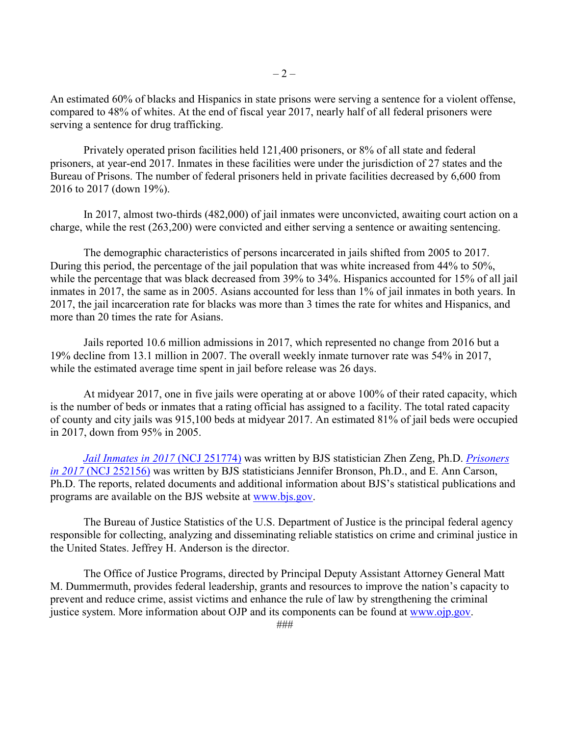An estimated 60% of blacks and Hispanics in state prisons were serving a sentence for a violent offense, compared to 48% of whites. At the end of fiscal year 2017, nearly half of all federal prisoners were serving a sentence for drug trafficking.

Privately operated prison facilities held 121,400 prisoners, or 8% of all state and federal prisoners, at year-end 2017. Inmates in these facilities were under the jurisdiction of 27 states and the Bureau of Prisons. The number of federal prisoners held in private facilities decreased by 6,600 from 2016 to 2017 (down 19%).

In 2017, almost two-thirds (482,000) of jail inmates were unconvicted, awaiting court action on a charge, while the rest (263,200) were convicted and either serving a sentence or awaiting sentencing.

The demographic characteristics of persons incarcerated in jails shifted from 2005 to 2017. During this period, the percentage of the jail population that was white increased from 44% to 50%, while the percentage that was black decreased from 39% to 34%. Hispanics accounted for 15% of all jail inmates in 2017, the same as in 2005. Asians accounted for less than 1% of jail inmates in both years. In 2017, the jail incarceration rate for blacks was more than 3 times the rate for whites and Hispanics, and more than 20 times the rate for Asians.

Jails reported 10.6 million admissions in 2017, which represented no change from 2016 but a 19% decline from 13.1 million in 2007. The overall weekly inmate turnover rate was 54% in 2017, while the estimated average time spent in jail before release was 26 days.

At midyear 2017, one in five jails were operating at or above 100% of their rated capacity, which is the number of beds or inmates that a rating official has assigned to a facility. The total rated capacity of county and city jails was 915,100 beds at midyear 2017. An estimated 81% of jail beds were occupied in 2017, down from 95% in 2005.

*Jail Inmates in 2017* (NCJ 251774) was written by BJS statistician Zhen Zeng, Ph.D. *Prisoners in 2017* (NCJ 252156) was written by BJS statisticians Jennifer Bronson, Ph.D., and E. Ann Carson, Ph.D. The reports, related documents and additional information about BJS's statistical publications and programs are available on the BJS website at www.bjs.gov.

The Bureau of Justice Statistics of the U.S. Department of Justice is the principal federal agency responsible for collecting, analyzing and disseminating reliable statistics on crime and criminal justice in the United States. Jeffrey H. Anderson is the director.

The Office of Justice Programs, directed by Principal Deputy Assistant Attorney General Matt M. Dummermuth, provides federal leadership, grants and resources to improve the nation's capacity to prevent and reduce crime, assist victims and enhance the rule of law by strengthening the criminal justice system. More information about OJP and its components can be found at www.ojp.gov.

###